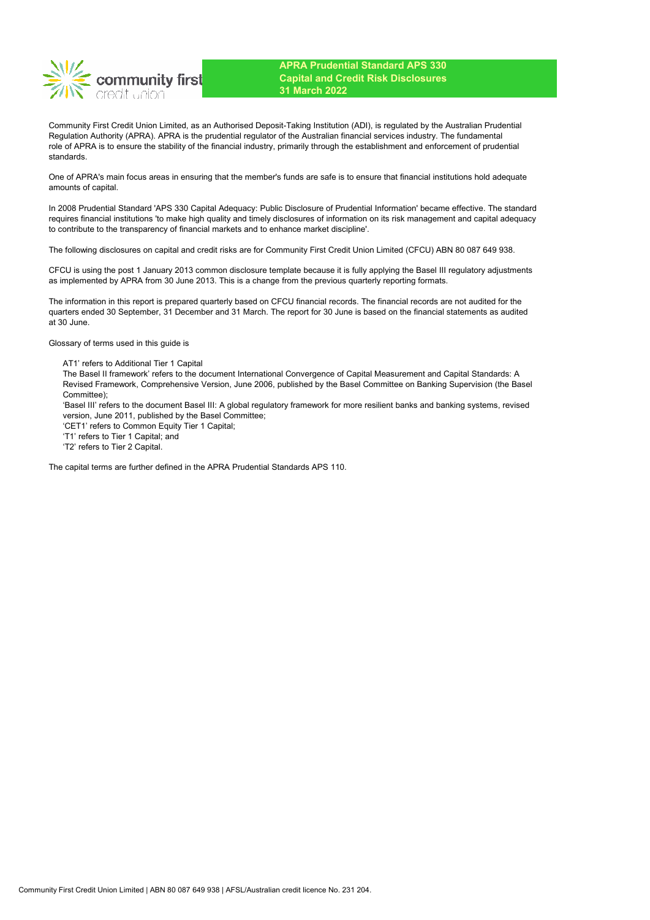community first credit union

# APRA Prudential Standard APS 330
## Capital and Credit Risk Disclosures
## 31 March 2022

Community First Credit Union Limited, as an Authorised Deposit-Taking Institution (ADI), is regulated by the Australian Prudential Regulation Authority (APRA). APRA is the prudential regulator of the Australian financial services industry. The fundamental role of APRA is to ensure the stability of the financial industry, primarily through the establishment and enforcement of prudential standards.

One of APRA's main focus areas in ensuring that the member's funds are safe is to ensure that financial institutions hold adequate amounts of capital.

In 2008 Prudential Standard 'APS 330 Capital Adequacy: Public Disclosure of Prudential Information' became effective. The standard requires financial institutions 'to make high quality and timely disclosures of information on its risk management and capital adequacy to contribute to the transparency of financial markets and to enhance market discipline'.

The following disclosures on capital and credit risks are for Community First Credit Union Limited (CFCU) ABN 80 087 649 938.

CFCU is using the post 1 January 2013 common disclosure template because it is fully applying the Basel III regulatory adjustments as implemented by APRA from 30 June 2013. This is a change from the previous quarterly reporting formats.

The information in this report is prepared quarterly based on CFCU financial records. The financial records are not audited for the quarters ended 30 September, 31 December and 31 March. The report for 30 June is based on the financial statements as audited at 30 June.

Glossary of terms used in this guide is

AT1' refers to Additional Tier 1 Capital
The Basel II framework' refers to the document International Convergence of Capital Measurement and Capital Standards: A Revised Framework, Comprehensive Version, June 2006, published by the Basel Committee on Banking Supervision (the Basel Committee);
'Basel III' refers to the document Basel III: A global regulatory framework for more resilient banks and banking systems, revised version, June 2011, published by the Basel Committee;
'CET1' refers to Common Equity Tier 1 Capital;
'T1' refers to Tier 1 Capital; and
'T2' refers to Tier 2 Capital.

The capital terms are further defined in the APRA Prudential Standards APS 110.

Community First Credit Union Limited | ABN 80 087 649 938 | AFSL/Australian credit licence No. 231 204.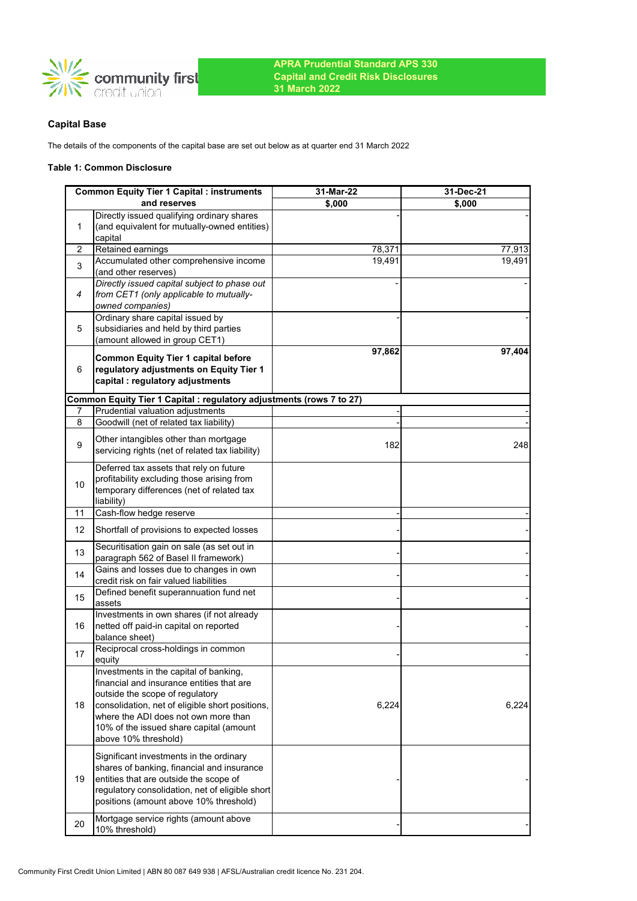APRA Prudential Standard APS 330
Capital and Credit Risk Disclosures
31 March 2022

## Capital Base

The details of the components of the capital base are set out below as at quarter end 31 March 2022

### Table 1: Common Disclosure

| Common Equity Tier 1 Capital : instruments and reserves | | 31-Mar-22 | 31-Dec-21 |
|---|---|---|---|
| | | $,000 | $,000 |
| 1 | Directly issued qualifying ordinary shares (and equivalent for mutually-owned entities) capital | - | - |
| 2 | Retained earnings | 78,371 | 77,913 |
| 3 | Accumulated other comprehensive income (and other reserves) | 19,491 | 19,491 |
| *4* | *Directly issued capital subject to phase out from CET1 (only applicable to mutually-owned companies)* | - | - |
| 5 | Ordinary share capital issued by subsidiaries and held by third parties (amount allowed in group CET1) | - | - |
| 6 | **Common Equity Tier 1 capital before regulatory adjustments on Equity Tier 1 capital : regulatory adjustments** | **97,862** | **97,404** |
| **Common Equity Tier 1 Capital : regulatory adjustments (rows 7 to 27)** | | | |
| 7 | Prudential valuation adjustments | - | - |
| 8 | Goodwill (net of related tax liability) | - | - |
| 9 | Other intangibles other than mortgage servicing rights (net of related tax liability) | 182 | 248 |
| 10 | Deferred tax assets that rely on future profitability excluding those arising from temporary differences (net of related tax liability) | | |
| 11 | Cash-flow hedge reserve | - | - |
| 12 | Shortfall of provisions to expected losses | - | - |
| 13 | Securitisation gain on sale (as set out in paragraph 562 of Basel II framework) | - | - |
| 14 | Gains and losses due to changes in own credit risk on fair valued liabilities | - | - |
| 15 | Defined benefit superannuation fund net assets | - | - |
| 16 | Investments in own shares (if not already netted off paid-in capital on reported balance sheet) | - | - |
| 17 | Reciprocal cross-holdings in common equity | - | - |
| 18 | Investments in the capital of banking, financial and insurance entities that are outside the scope of regulatory consolidation, net of eligible short positions, where the ADI does not own more than 10% of the issued share capital (amount above 10% threshold) | 6,224 | 6,224 |
| 19 | Significant investments in the ordinary shares of banking, financial and insurance entities that are outside the scope of regulatory consolidation, net of eligible short positions (amount above 10% threshold) | - | - |
| 20 | Mortgage service rights (amount above 10% threshold) | - | - |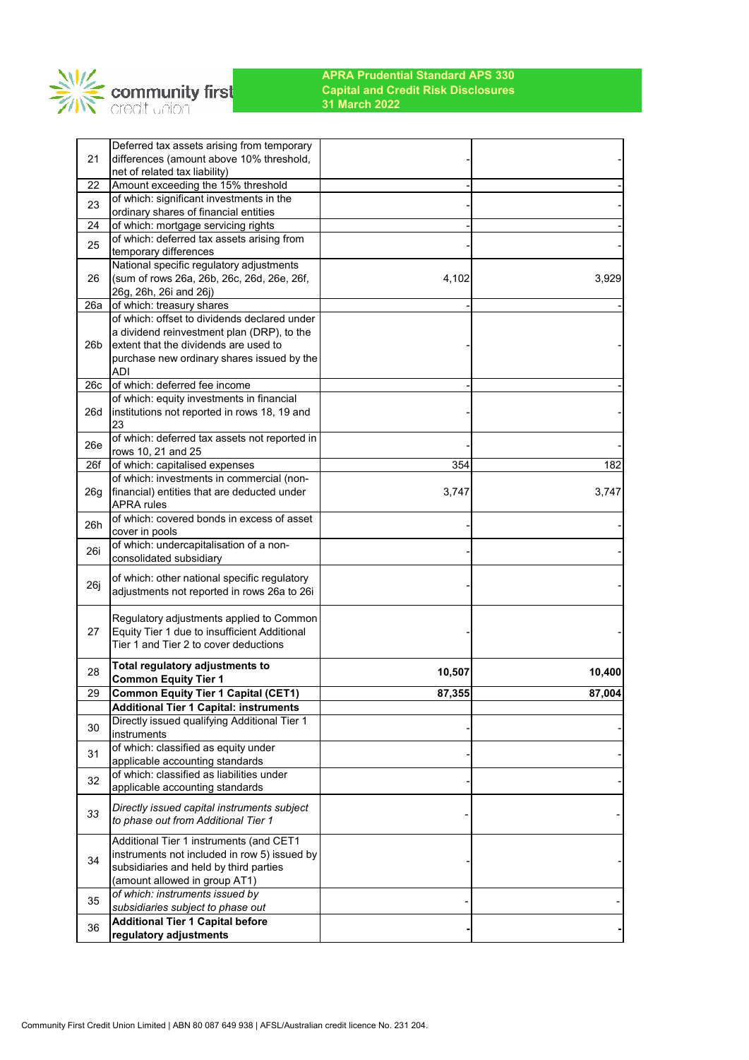| | | | |
|---|---|---|---|
| 21 | Deferred tax assets arising from temporary differences (amount above 10% threshold, net of related tax liability) | - | - |
| 22 | Amount exceeding the 15% threshold | - | - |
| 23 | of which: significant investments in the ordinary shares of financial entities | - | - |
| 24 | of which: mortgage servicing rights | - | - |
| 25 | of which: deferred tax assets arising from temporary differences | - | - |
| 26 | National specific regulatory adjustments (sum of rows 26a, 26b, 26c, 26d, 26e, 26f, 26g, 26h, 26i and 26j) | 4,102 | 3,929 |
| 26a | of which: treasury shares | - | - |
| 26b | of which: offset to dividends declared under a dividend reinvestment plan (DRP), to the extent that the dividends are used to purchase new ordinary shares issued by the ADI | - | - |
| 26c | of which: deferred fee income | - | - |
| 26d | of which: equity investments in financial institutions not reported in rows 18, 19 and 23 | - | - |
| 26e | of which: deferred tax assets not reported in rows 10, 21 and 25 | - | - |
| 26f | of which: capitalised expenses | 354 | 182 |
| 26g | of which: investments in commercial (non-financial) entities that are deducted under APRA rules | 3,747 | 3,747 |
| 26h | of which: covered bonds in excess of asset cover in pools | - | - |
| 26i | of which: undercapitalisation of a non-consolidated subsidiary | - | - |
| 26j | of which: other national specific regulatory adjustments not reported in rows 26a to 26i | - | - |
| 27 | Regulatory adjustments applied to Common Equity Tier 1 due to insufficient Additional Tier 1 and Tier 2 to cover deductions | - | - |
| 28 | **Total regulatory adjustments to Common Equity Tier 1** | **10,507** | **10,400** |
| 29 | **Common Equity Tier 1 Capital (CET1)** | **87,355** | **87,004** |
| | **Additional Tier 1 Capital: instruments** | | |
| 30 | Directly issued qualifying Additional Tier 1 instruments | - | - |
| 31 | of which: classified as equity under applicable accounting standards | - | - |
| 32 | of which: classified as liabilities under applicable accounting standards | - | - |
| *33* | *Directly issued capital instruments subject to phase out from Additional Tier 1* | - | - |
| 34 | Additional Tier 1 instruments (and CET1 instruments not included in row 5) issued by subsidiaries and held by third parties (amount allowed in group AT1) | - | - |
| *35* | *of which: instruments issued by subsidiaries subject to phase out* | - | - |
| 36 | **Additional Tier 1 Capital before regulatory adjustments** | **-** | **-** |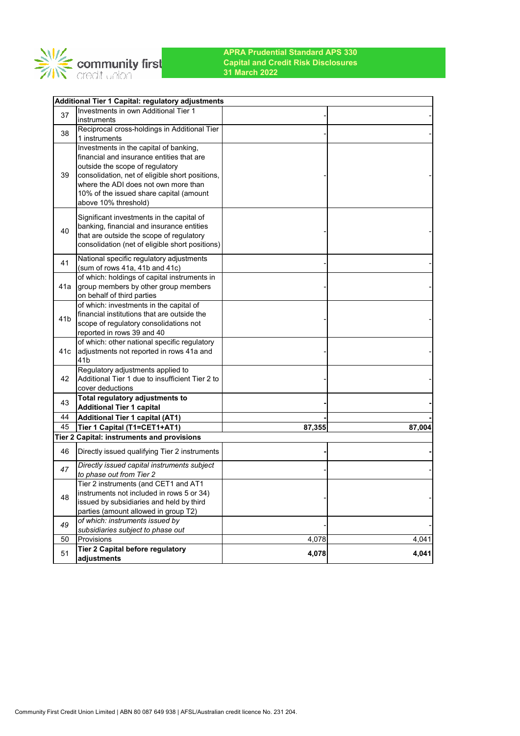**APRA Prudential Standard APS 330**
**Capital and Credit Risk Disclosures**
**31 March 2022**

| | **Additional Tier 1 Capital: regulatory adjustments** | | |
|---|---|---|---|
| 37 | Investments in own Additional Tier 1 instruments | - | - |
| 38 | Reciprocal cross-holdings in Additional Tier 1 instruments | - | - |
| 39 | Investments in the capital of banking, financial and insurance entities that are outside the scope of regulatory consolidation, net of eligible short positions, where the ADI does not own more than 10% of the issued share capital (amount above 10% threshold) | - | - |
| 40 | Significant investments in the capital of banking, financial and insurance entities that are outside the scope of regulatory consolidation (net of eligible short positions) | - | - |
| 41 | National specific regulatory adjustments (sum of rows 41a, 41b and 41c) | - | - |
| 41a | of which: holdings of capital instruments in group members by other group members on behalf of third parties | - | - |
| 41b | of which: investments in the capital of financial institutions that are outside the scope of regulatory consolidations not reported in rows 39 and 40 | - | - |
| 41c | of which: other national specific regulatory adjustments not reported in rows 41a and 41b | - | - |
| 42 | Regulatory adjustments applied to Additional Tier 1 due to insufficient Tier 2 to cover deductions | - | - |
| 43 | **Total regulatory adjustments to Additional Tier 1 capital** | **-** | **-** |
| 44 | **Additional Tier 1 capital (AT1)** | **-** | **-** |
| 45 | **Tier 1 Capital (T1=CET1+AT1)** | **87,355** | **87,004** |
| | **Tier 2 Capital: instruments and provisions** | | |
| 46 | Directly issued qualifying Tier 2 instruments | **-** | **-** |
| *47* | *Directly issued capital instruments subject to phase out from Tier 2* | - | - |
| 48 | Tier 2 instruments (and CET1 and AT1 instruments not included in rows 5 or 34) issued by subsidiaries and held by third parties (amount allowed in group T2) | - | - |
| *49* | *of which: instruments issued by subsidiaries subject to phase out* | - | - |
| 50 | Provisions | 4,078 | 4,041 |
| 51 | **Tier 2 Capital before regulatory adjustments** | **4,078** | **4,041** |

Community First Credit Union Limited | ABN 80 087 649 938 | AFSL/Australian credit licence No. 231 204.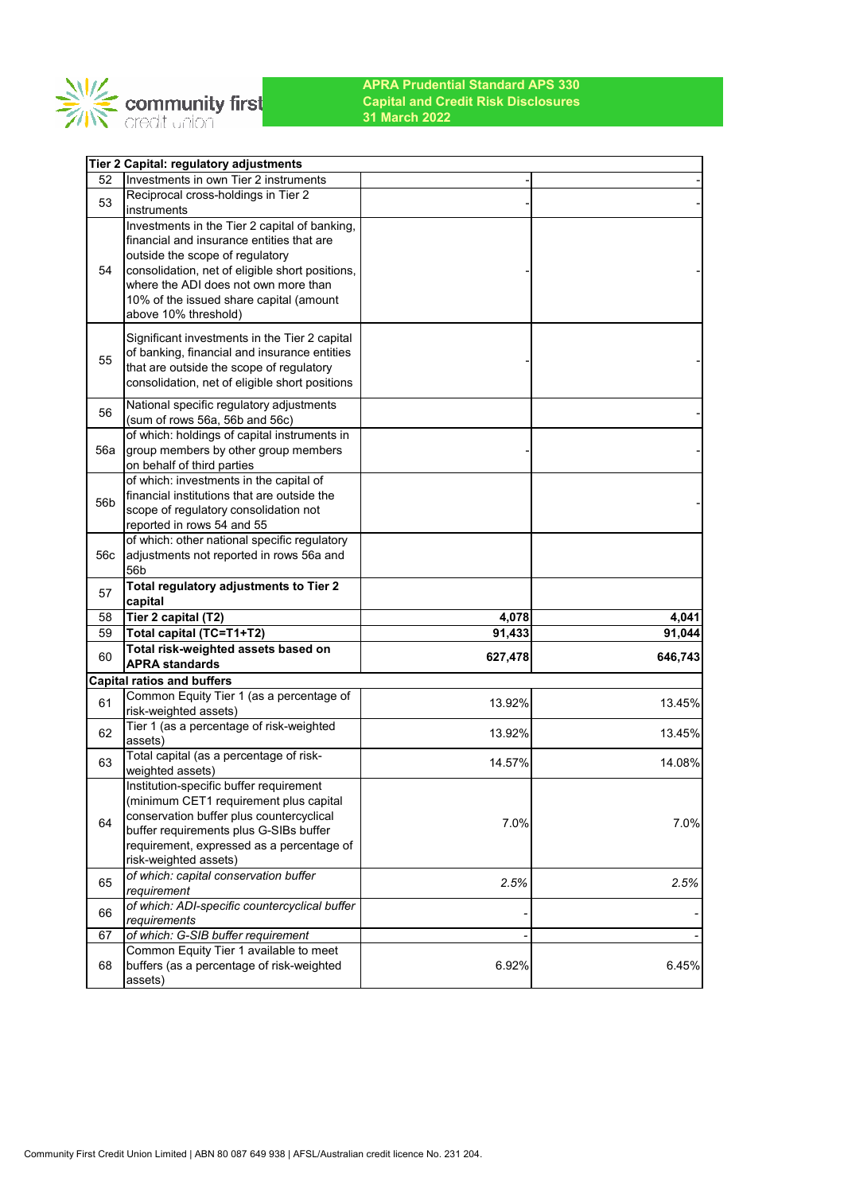**APRA Prudential Standard APS 330**
**Capital and Credit Risk Disclosures**
**31 March 2022**

| | | | |
|---|---|---|---|
| **Tier 2 Capital: regulatory adjustments** | | | |
| 52 | Investments in own Tier 2 instruments | - | - |
| 53 | Reciprocal cross-holdings in Tier 2 instruments | - | - |
| 54 | Investments in the Tier 2 capital of banking, financial and insurance entities that are outside the scope of regulatory consolidation, net of eligible short positions, where the ADI does not own more than 10% of the issued share capital (amount above 10% threshold) | - | - |
| 55 | Significant investments in the Tier 2 capital of banking, financial and insurance entities that are outside the scope of regulatory consolidation, net of eligible short positions | - | - |
| 56 | National specific regulatory adjustments (sum of rows 56a, 56b and 56c) | | - |
| 56a | of which: holdings of capital instruments in group members by other group members on behalf of third parties | - | - |
| 56b | of which: investments in the capital of financial institutions that are outside the scope of regulatory consolidation not reported in rows 54 and 55 | | - |
| 56c | of which: other national specific regulatory adjustments not reported in rows 56a and 56b | | |
| 57 | **Total regulatory adjustments to Tier 2 capital** | | |
| 58 | **Tier 2 capital (T2)** | **4,078** | **4,041** |
| 59 | **Total capital (TC=T1+T2)** | **91,433** | **91,044** |
| 60 | **Total risk-weighted assets based on APRA standards** | **627,478** | **646,743** |
| **Capital ratios and buffers** | | | |
| 61 | Common Equity Tier 1 (as a percentage of risk-weighted assets) | 13.92% | 13.45% |
| 62 | Tier 1 (as a percentage of risk-weighted assets) | 13.92% | 13.45% |
| 63 | Total capital (as a percentage of risk-weighted assets) | 14.57% | 14.08% |
| 64 | Institution-specific buffer requirement (minimum CET1 requirement plus capital conservation buffer plus countercyclical buffer requirements plus G-SIBs buffer requirement, expressed as a percentage of risk-weighted assets) | 7.0% | 7.0% |
| 65 | *of which: capital conservation buffer requirement* | *2.5%* | *2.5%* |
| 66 | *of which: ADI-specific countercyclical buffer requirements* | - | - |
| 67 | *of which: G-SIB buffer requirement* | - | - |
| 68 | Common Equity Tier 1 available to meet buffers (as a percentage of risk-weighted assets) | 6.92% | 6.45% |

Community First Credit Union Limited | ABN 80 087 649 938 | AFSL/Australian credit licence No. 231 204.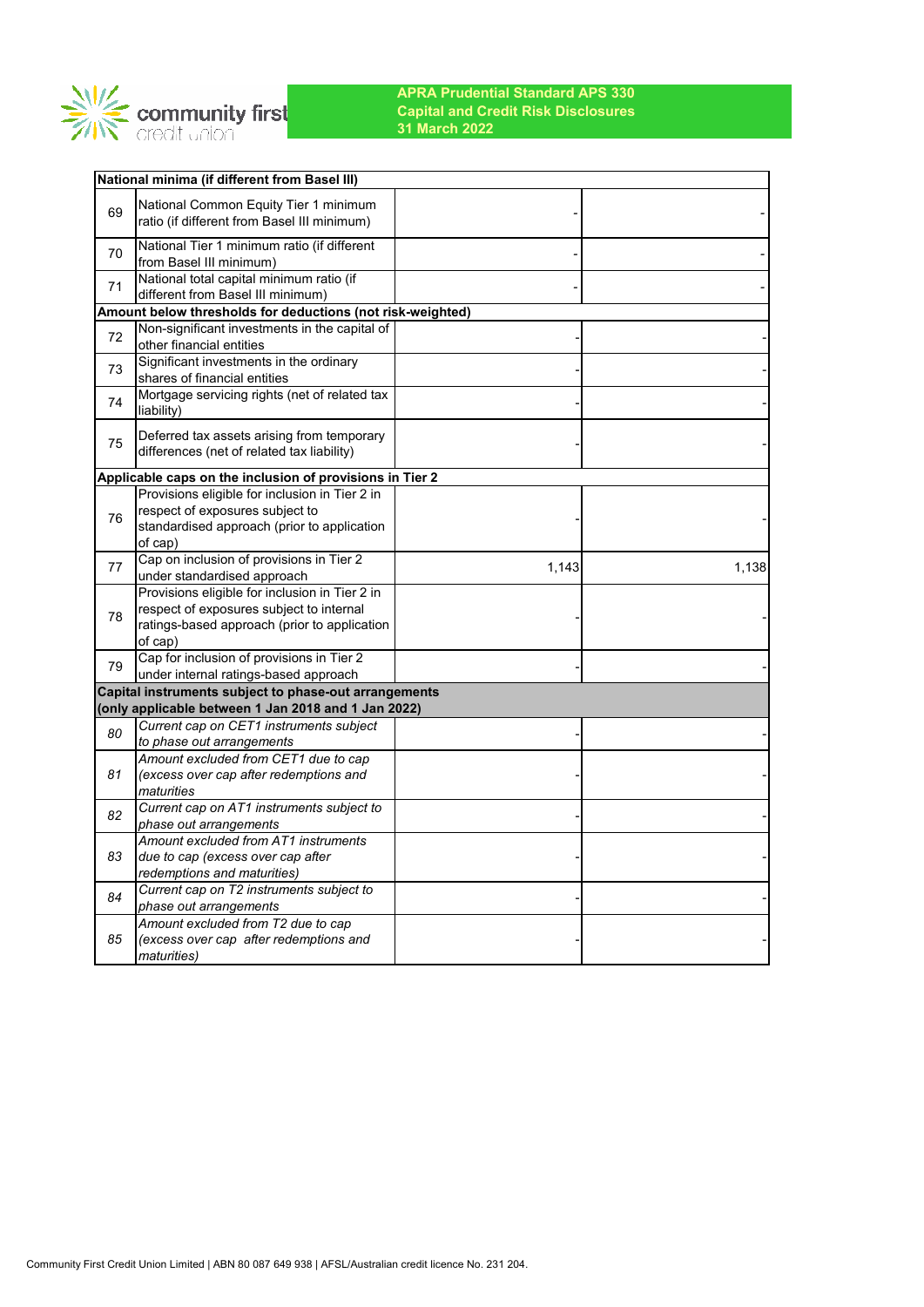**APRA Prudential Standard APS 330**
**Capital and Credit Risk Disclosures**
**31 March 2022**

| | | | |
|---|---|---|---|
| **National minima (if different from Basel III)** | | | |
| 69 | National Common Equity Tier 1 minimum ratio (if different from Basel III minimum) | - | - |
| 70 | National Tier 1 minimum ratio (if different from Basel III minimum) | - | - |
| 71 | National total capital minimum ratio (if different from Basel III minimum) | - | - |
| **Amount below thresholds for deductions (not risk-weighted)** | | | |
| 72 | Non-significant investments in the capital of other financial entities | - | - |
| 73 | Significant investments in the ordinary shares of financial entities | - | - |
| 74 | Mortgage servicing rights (net of related tax liability) | - | - |
| 75 | Deferred tax assets arising from temporary differences (net of related tax liability) | - | - |
| **Applicable caps on the inclusion of provisions in Tier 2** | | | |
| 76 | Provisions eligible for inclusion in Tier 2 in respect of exposures subject to standardised approach (prior to application of cap) | - | - |
| 77 | Cap on inclusion of provisions in Tier 2 under standardised approach | 1,143 | 1,138 |
| 78 | Provisions eligible for inclusion in Tier 2 in respect of exposures subject to internal ratings-based approach (prior to application of cap) | - | - |
| 79 | Cap for inclusion of provisions in Tier 2 under internal ratings-based approach | - | - |
| **Capital instruments subject to phase-out arrangements (only applicable between 1 Jan 2018 and 1 Jan 2022)** | | | |
| *80* | *Current cap on CET1 instruments subject to phase out arrangements* | - | - |
| *81* | *Amount excluded from CET1 due to cap (excess over cap after redemptions and maturities* | - | - |
| *82* | *Current cap on AT1 instruments subject to phase out arrangements* | - | - |
| *83* | *Amount excluded from AT1 instruments due to cap (excess over cap after redemptions and maturities)* | - | - |
| *84* | *Current cap on T2 instruments subject to phase out arrangements* | - | - |
| *85* | *Amount excluded from T2 due to cap (excess over cap after redemptions and maturities)* | - | - |

Community First Credit Union Limited | ABN 80 087 649 938 | AFSL/Australian credit licence No. 231 204.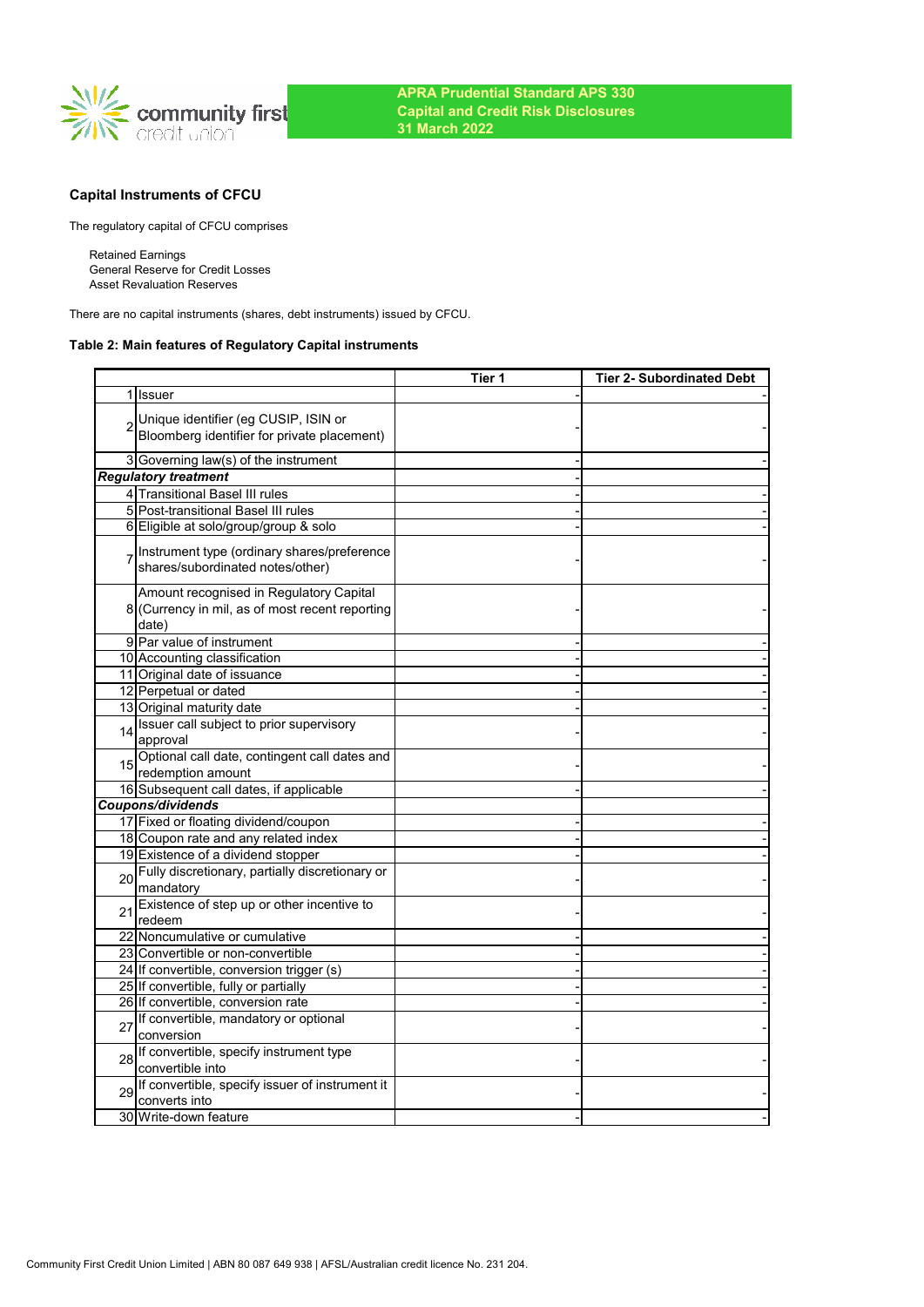**APRA Prudential Standard APS 330**
**Capital and Credit Risk Disclosures**
**31 March 2022**

### Capital Instruments of CFCU

The regulatory capital of CFCU comprises

- Retained Earnings
- General Reserve for Credit Losses
- Asset Revaluation Reserves

There are no capital instruments (shares, debt instruments) issued by CFCU.

#### Table 2: Main features of Regulatory Capital instruments

| | | Tier 1 | Tier 2- Subordinated Debt |
|---|---|---|---|
| 1 | Issuer | - | - |
| 2 | Unique identifier (eg CUSIP, ISIN or Bloomberg identifier for private placement) | - | - |
| 3 | Governing law(s) of the instrument | - | - |
| ***Regulatory treatment*** | | - | |
| 4 | Transitional Basel III rules | - | - |
| 5 | Post-transitional Basel III rules | - | - |
| 6 | Eligible at solo/group/group & solo | - | - |
| 7 | Instrument type (ordinary shares/preference shares/subordinated notes/other) | - | - |
| 8 | Amount recognised in Regulatory Capital (Currency in mil, as of most recent reporting date) | - | - |
| 9 | Par value of instrument | - | - |
| 10 | Accounting classification | - | - |
| 11 | Original date of issuance | - | - |
| 12 | Perpetual or dated | - | - |
| 13 | Original maturity date | - | - |
| 14 | Issuer call subject to prior supervisory approval | - | - |
| 15 | Optional call date, contingent call dates and redemption amount | - | - |
| 16 | Subsequent call dates, if applicable | - | - |
| ***Coupons/dividends*** | | | |
| 17 | Fixed or floating dividend/coupon | - | - |
| 18 | Coupon rate and any related index | - | - |
| 19 | Existence of a dividend stopper | - | - |
| 20 | Fully discretionary, partially discretionary or mandatory | - | - |
| 21 | Existence of step up or other incentive to redeem | - | - |
| 22 | Noncumulative or cumulative | - | - |
| 23 | Convertible or non-convertible | - | - |
| 24 | If convertible, conversion trigger (s) | - | - |
| 25 | If convertible, fully or partially | - | - |
| 26 | If convertible, conversion rate | - | - |
| 27 | If convertible, mandatory or optional conversion | - | - |
| 28 | If convertible, specify instrument type convertible into | - | - |
| 29 | If convertible, specify issuer of instrument it converts into | - | - |
| 30 | Write-down feature | - | - |

Community First Credit Union Limited | ABN 80 087 649 938 | AFSL/Australian credit licence No. 231 204.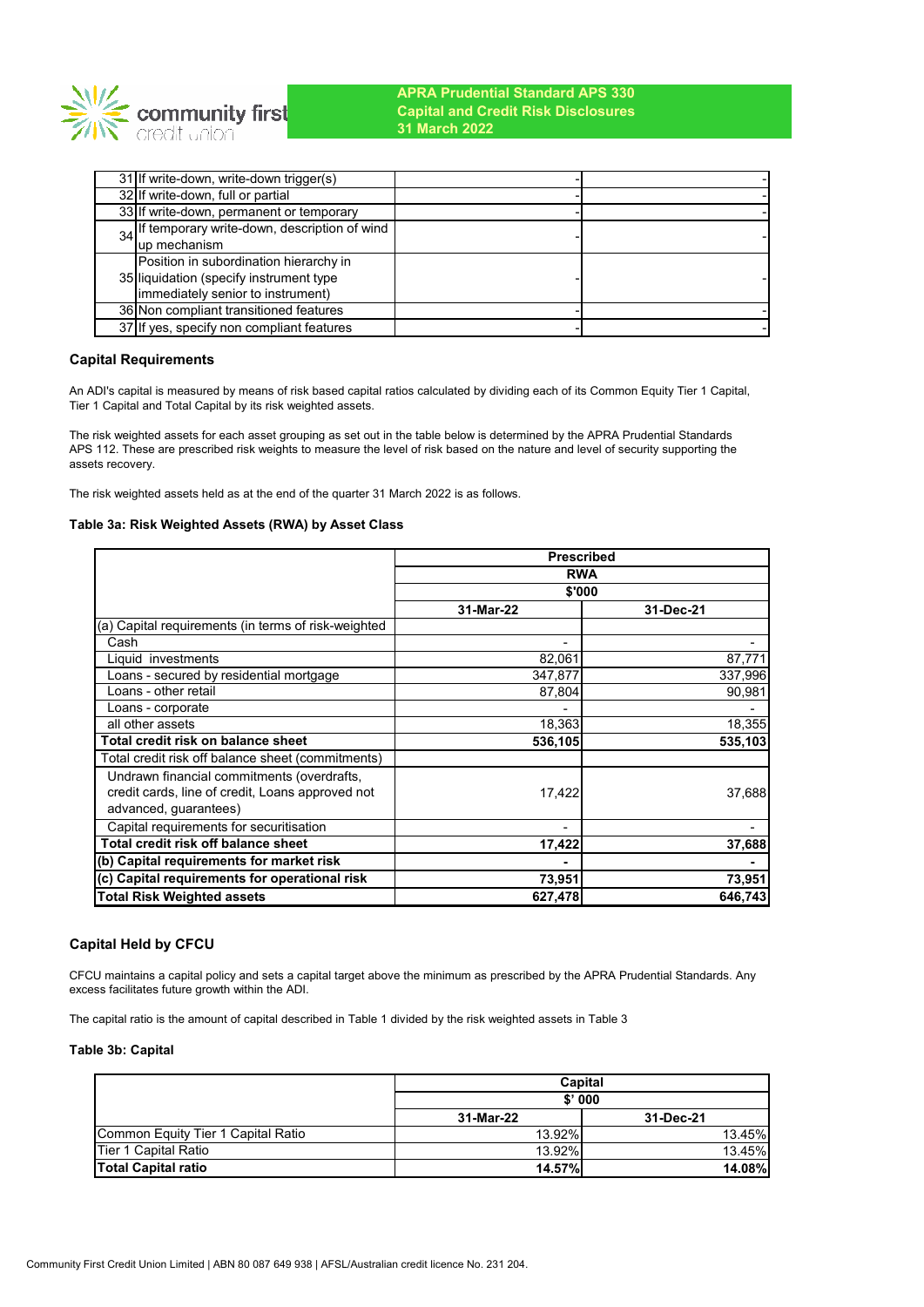| | | | |
|---|---|---|---|
| 31 | If write-down, write-down trigger(s) | - | - |
| 32 | If write-down, full or partial | - | - |
| 33 | If write-down, permanent or temporary | - | - |
| 34 | If temporary write-down, description of wind up mechanism | - | - |
| 35 | Position in subordination hierarchy in liquidation (specify instrument type immediately senior to instrument) | - | - |
| 36 | Non compliant transitioned features | - | - |
| 37 | If yes, specify non compliant features | - | - |

## Capital Requirements

An ADI's capital is measured by means of risk based capital ratios calculated by dividing each of its Common Equity Tier 1 Capital, Tier 1 Capital and Total Capital by its risk weighted assets.

The risk weighted assets for each asset grouping as set out in the table below is determined by the APRA Prudential Standards APS 112. These are prescribed risk weights to measure the level of risk based on the nature and level of security supporting the assets recovery.

The risk weighted assets held as at the end of the quarter 31 March 2022 is as follows.

### Table 3a: Risk Weighted Assets (RWA) by Asset Class

| | Prescribed RWA $'000 | |
|---|---|---|
| | **31-Mar-22** | **31-Dec-21** |
| (a) Capital requirements (in terms of risk-weighted | | |
| Cash | - | - |
| Liquid investments | 82,061 | 87,771 |
| Loans - secured by residential mortgage | 347,877 | 337,996 |
| Loans - other retail | 87,804 | 90,981 |
| Loans - corporate | - | - |
| all other assets | 18,363 | 18,355 |
| **Total credit risk on balance sheet** | **536,105** | **535,103** |
| Total credit risk off balance sheet (commitments) | | |
| Undrawn financial commitments (overdrafts, credit cards, line of credit, Loans approved not advanced, guarantees) | 17,422 | 37,688 |
| Capital requirements for securitisation | - | - |
| **Total credit risk off balance sheet** | **17,422** | **37,688** |
| **(b) Capital requirements for market risk** | **-** | **-** |
| **(c) Capital requirements for operational risk** | **73,951** | **73,951** |
| **Total Risk Weighted assets** | **627,478** | **646,743** |

## Capital Held by CFCU

CFCU maintains a capital policy and sets a capital target above the minimum as prescribed by the APRA Prudential Standards. Any excess facilitates future growth within the ADI.

The capital ratio is the amount of capital described in Table 1 divided by the risk weighted assets in Table 3

### Table 3b: Capital

| | Capital $' 000 | |
|---|---|---|
| | **31-Mar-22** | **31-Dec-21** |
| Common Equity Tier 1 Capital Ratio | 13.92% | 13.45% |
| Tier 1 Capital Ratio | 13.92% | 13.45% |
| **Total Capital ratio** | **14.57%** | **14.08%** |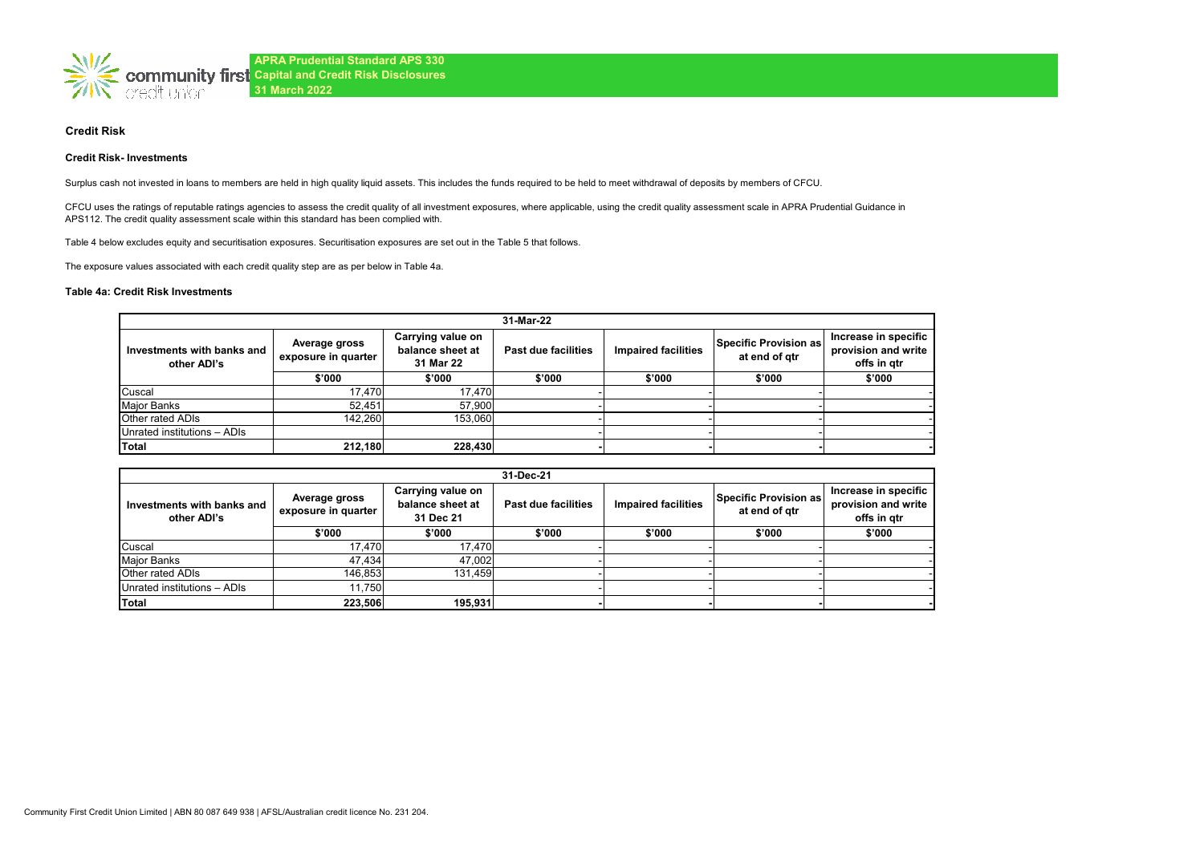**APRA Prudential Standard APS 330**
**Capital and Credit Risk Disclosures**
**31 March 2022**

## Credit Risk

### Credit Risk- Investments

Surplus cash not invested in loans to members are held in high quality liquid assets. This includes the funds required to be held to meet withdrawal of deposits by members of CFCU.

CFCU uses the ratings of reputable ratings agencies to assess the credit quality of all investment exposures, where applicable, using the credit quality assessment scale in APRA Prudential Guidance in APS112. The credit quality assessment scale within this standard has been complied with.

Table 4 below excludes equity and securitisation exposures. Securitisation exposures are set out in the Table 5 that follows.

The exposure values associated with each credit quality step are as per below in Table 4a.

#### Table 4a: Credit Risk Investments

| 31-Mar-22 | | | | | | |
|---|---|---|---|---|---|---|
| **Investments with banks and other ADI's** | **Average gross exposure in quarter** | **Carrying value on balance sheet at 31 Mar 22** | **Past due facilities** | **Impaired facilities** | **Specific Provision as at end of qtr** | **Increase in specific provision and write offs in qtr** |
| | **$'000** | **$'000** | **$'000** | **$'000** | **$'000** | **$'000** |
| Cuscal | 17,470 | 17,470 | - | - | - | - |
| Major Banks | 52,451 | 57,900 | - | - | - | - |
| Other rated ADIs | 142,260 | 153,060 | - | - | - | - |
| Unrated institutions – ADIs | | | - | - | - | - |
| **Total** | **212,180** | **228,430** | **-** | **-** | **-** | **-** |

| 31-Dec-21 | | | | | | |
|---|---|---|---|---|---|---|
| **Investments with banks and other ADI's** | **Average gross exposure in quarter** | **Carrying value on balance sheet at 31 Dec 21** | **Past due facilities** | **Impaired facilities** | **Specific Provision as at end of qtr** | **Increase in specific provision and write offs in qtr** |
| | **$'000** | **$'000** | **$'000** | **$'000** | **$'000** | **$'000** |
| Cuscal | 17,470 | 17,470 | - | - | - | - |
| Major Banks | 47,434 | 47,002 | - | - | - | - |
| Other rated ADIs | 146,853 | 131,459 | - | - | - | - |
| Unrated institutions – ADIs | 11,750 | | - | - | - | - |
| **Total** | **223,506** | **195,931** | **-** | **-** | **-** | **-** |

Community First Credit Union Limited | ABN 80 087 649 938 | AFSL/Australian credit licence No. 231 204.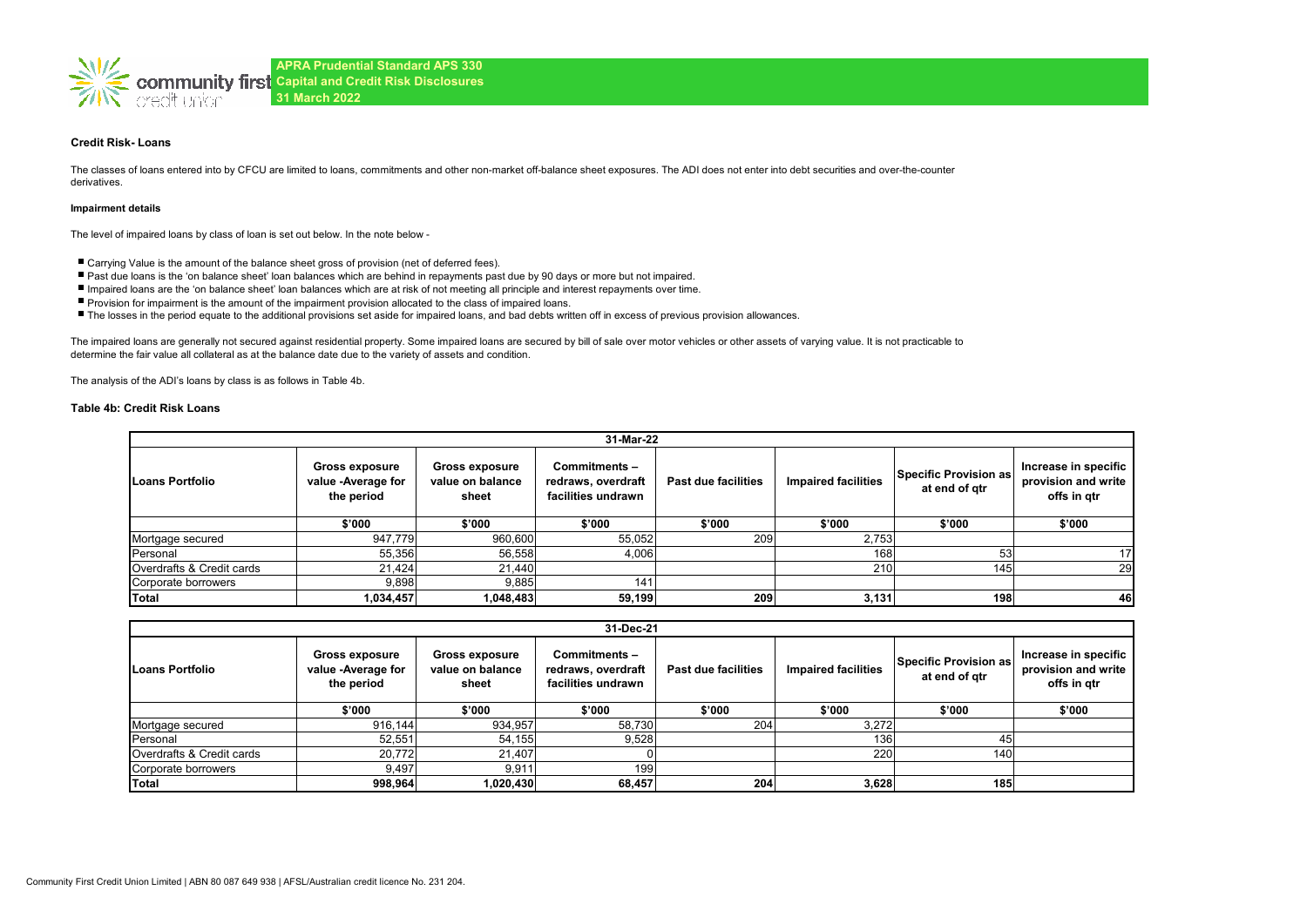**APRA Prudential Standard APS 330**
**Capital and Credit Risk Disclosures**
**31 March 2022**

### Credit Risk- Loans

The classes of loans entered into by CFCU are limited to loans, commitments and other non-market off-balance sheet exposures. The ADI does not enter into debt securities and over-the-counter derivatives.

#### Impairment details

The level of impaired loans by class of loan is set out below. In the note below -

- Carrying Value is the amount of the balance sheet gross of provision (net of deferred fees).
- Past due loans is the 'on balance sheet' loan balances which are behind in repayments past due by 90 days or more but not impaired.
- Impaired loans are the 'on balance sheet' loan balances which are at risk of not meeting all principle and interest repayments over time.
- Provision for impairment is the amount of the impairment provision allocated to the class of impaired loans.
- The losses in the period equate to the additional provisions set aside for impaired loans, and bad debts written off in excess of previous provision allowances.

The impaired loans are generally not secured against residential property. Some impaired loans are secured by bill of sale over motor vehicles or other assets of varying value. It is not practicable to determine the fair value all collateral as at the balance date due to the variety of assets and condition.

The analysis of the ADI's loans by class is as follows in Table 4b.

#### Table 4b: Credit Risk Loans

| 31-Mar-22 | | | | | | | |
|---|---|---|---|---|---|---|---|
| Loans Portfolio | Gross exposure value -Average for the period | Gross exposure value on balance sheet | Commitments – redraws, overdraft facilities undrawn | Past due facilities | Impaired facilities | Specific Provision as at end of qtr | Increase in specific provision and write offs in qtr |
| | $'000 | $'000 | $'000 | $'000 | $'000 | $'000 | $'000 |
| Mortgage secured | 947,779 | 960,600 | 55,052 | 209 | 2,753 | | |
| Personal | 55,356 | 56,558 | 4,006 | | 168 | 53 | 17 |
| Overdrafts & Credit cards | 21,424 | 21,440 | | | 210 | 145 | 29 |
| Corporate borrowers | 9,898 | 9,885 | 141 | | | | |
| **Total** | **1,034,457** | **1,048,483** | **59,199** | **209** | **3,131** | **198** | **46** |

| 31-Dec-21 | | | | | | | |
|---|---|---|---|---|---|---|---|
| Loans Portfolio | Gross exposure value -Average for the period | Gross exposure value on balance sheet | Commitments – redraws, overdraft facilities undrawn | Past due facilities | Impaired facilities | Specific Provision as at end of qtr | Increase in specific provision and write offs in qtr |
| | $'000 | $'000 | $'000 | $'000 | $'000 | $'000 | $'000 |
| Mortgage secured | 916,144 | 934,957 | 58,730 | 204 | 3,272 | | |
| Personal | 52,551 | 54,155 | 9,528 | | 136 | 45 | |
| Overdrafts & Credit cards | 20,772 | 21,407 | 0 | | 220 | 140 | |
| Corporate borrowers | 9,497 | 9,911 | 199 | | | | |
| **Total** | **998,964** | **1,020,430** | **68,457** | **204** | **3,628** | **185** | |

Community First Credit Union Limited | ABN 80 087 649 938 | AFSL/Australian credit licence No. 231 204.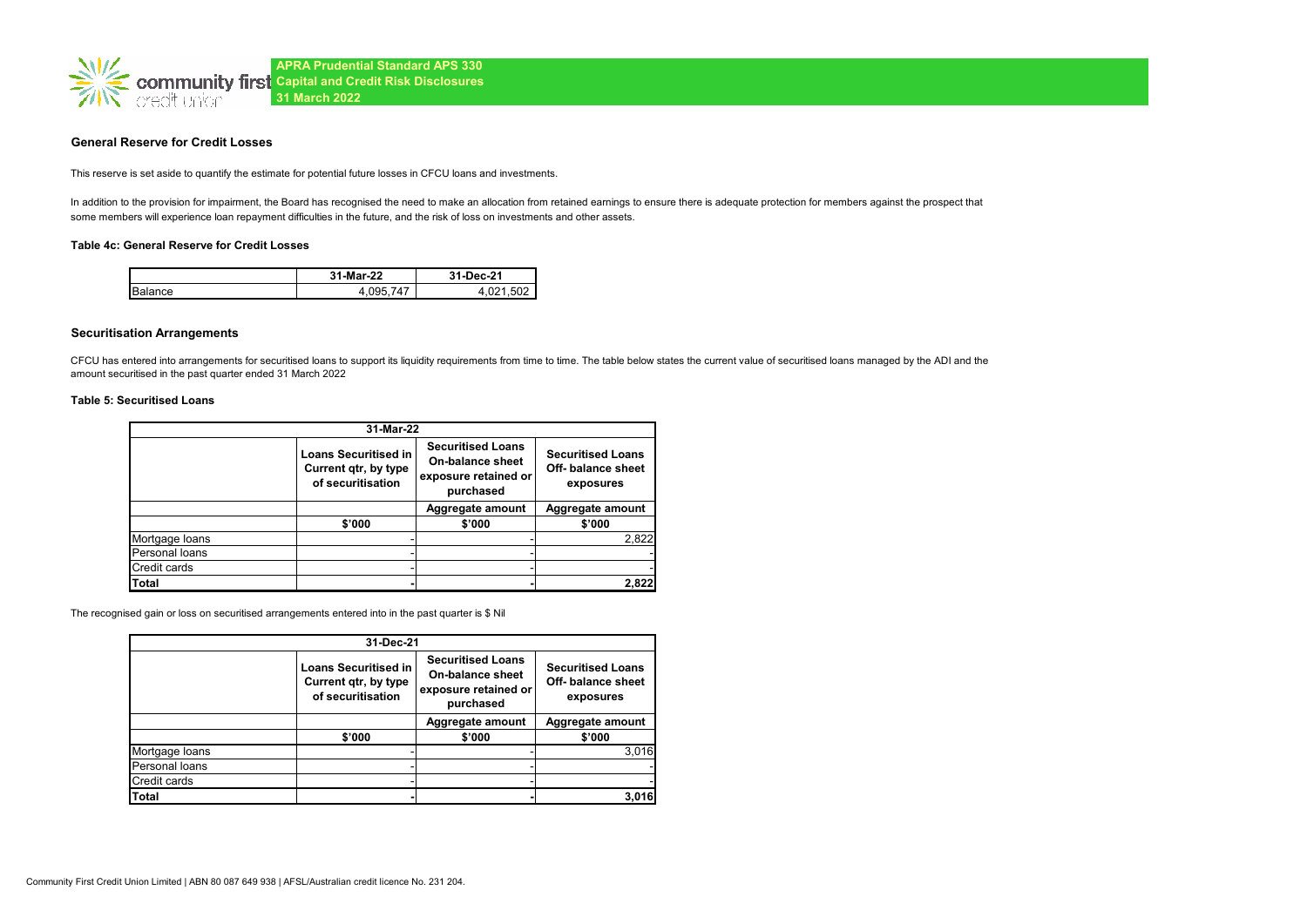## General Reserve for Credit Losses

This reserve is set aside to quantify the estimate for potential future losses in CFCU loans and investments.

In addition to the provision for impairment, the Board has recognised the need to make an allocation from retained earnings to ensure there is adequate protection for members against the prospect that some members will experience loan repayment difficulties in the future, and the risk of loss on investments and other assets.

### Table 4c: General Reserve for Credit Losses

| | 31-Mar-22 | 31-Dec-21 |
|---|---|---|
| Balance | 4,095,747 | 4,021,502 |

## Securitisation Arrangements

CFCU has entered into arrangements for securitised loans to support its liquidity requirements from time to time. The table below states the current value of securitised loans managed by the ADI and the amount securitised in the past quarter ended 31 March 2022

### Table 5: Securitised Loans

| 31-Mar-22 | | | |
|---|---|---|---|
| | Loans Securitised in Current qtr, by type of securitisation | Securitised Loans On-balance sheet exposure retained or purchased | Securitised Loans Off- balance sheet exposures |
| | | Aggregate amount | Aggregate amount |
| | $'000 | $'000 | $'000 |
| Mortgage loans | - | - | 2,822 |
| Personal loans | - | - | - |
| Credit cards | - | - | - |
| **Total** | **-** | **-** | **2,822** |

The recognised gain or loss on securitised arrangements entered into in the past quarter is $ Nil

| 31-Dec-21 | | | |
|---|---|---|---|
| | Loans Securitised in Current qtr, by type of securitisation | Securitised Loans On-balance sheet exposure retained or purchased | Securitised Loans Off- balance sheet exposures |
| | | Aggregate amount | Aggregate amount |
| | $'000 | $'000 | $'000 |
| Mortgage loans | - | - | 3,016 |
| Personal loans | - | - | - |
| Credit cards | - | - | - |
| **Total** | **-** | **-** | **3,016** |